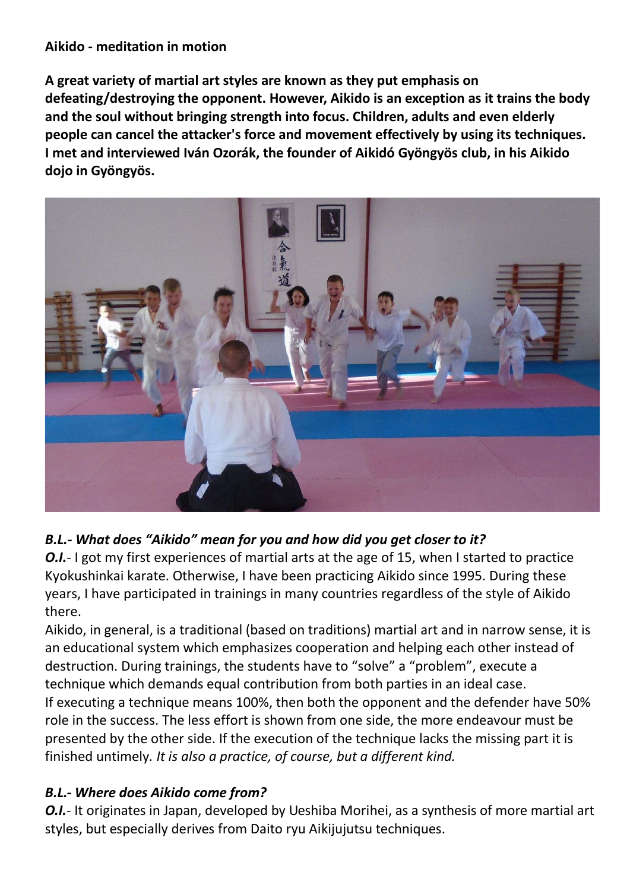**Aikido - meditation in motion**

**A great variety of martial art styles are known as they put emphasis on defeating/destroying the opponent. However, Aikido is an exception as it trains the body and the soul without bringing strength into focus. Children, adults and even elderly people can cancel the attacker's force and movement effectively by using its techniques. I met and interviewed Iván Ozorák, the founder of Aikidó Gyöngyös club, in his Aikido dojo in Gyöngyös.**

***B.L.- What does "Aikido" mean for you and how did you get closer to it?***

***O.I.***- I got my first experiences of martial arts at the age of 15, when I started to practice Kyokushinkai karate. Otherwise, I have been practicing Aikido since 1995. During these years, I have participated in trainings in many countries regardless of the style of Aikido there.

Aikido, in general, is a traditional (based on traditions) martial art and in narrow sense, it is an educational system which emphasizes cooperation and helping each other instead of destruction. During trainings, the students have to "solve" a "problem", execute a technique which demands equal contribution from both parties in an ideal case.

If executing a technique means 100%, then both the opponent and the defender have 50% role in the success. The less effort is shown from one side, the more endeavour must be presented by the other side. If the execution of the technique lacks the missing part it is finished untimely. *It is also a practice, of course, but a different kind.*

***B.L.- Where does Aikido come from?***

***O.I.***- It originates in Japan, developed by Ueshiba Morihei, as a synthesis of more martial art styles, but especially derives from Daito ryu Aikijujutsu techniques.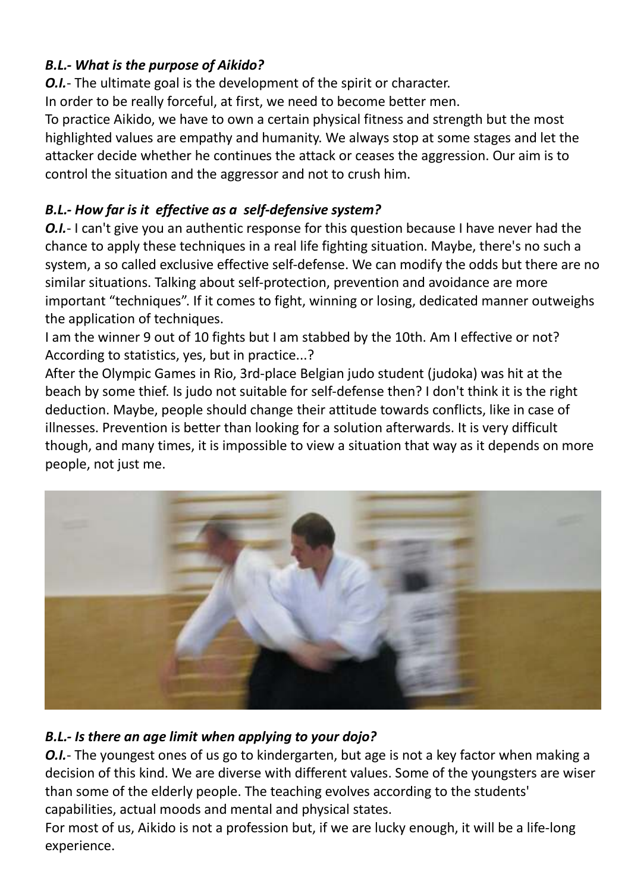***B.L.- What is the purpose of Aikido?***

***O.I.***- The ultimate goal is the development of the spirit or character.
In order to be really forceful, at first, we need to become better men.
To practice Aikido, we have to own a certain physical fitness and strength but the most highlighted values are empathy and humanity. We always stop at some stages and let the attacker decide whether he continues the attack or ceases the aggression. Our aim is to control the situation and the aggressor and not to crush him.

***B.L.- How far is it effective as a self-defensive system?***

***O.I.***- I can't give you an authentic response for this question because I have never had the chance to apply these techniques in a real life fighting situation. Maybe, there's no such a system, a so called exclusive effective self-defense. We can modify the odds but there are no similar situations. Talking about self-protection, prevention and avoidance are more important "techniques". If it comes to fight, winning or losing, dedicated manner outweighs the application of techniques.
I am the winner 9 out of 10 fights but I am stabbed by the 10th. Am I effective or not? According to statistics, yes, but in practice...?
After the Olympic Games in Rio, 3rd-place Belgian judo student (judoka) was hit at the beach by some thief. Is judo not suitable for self-defense then? I don't think it is the right deduction. Maybe, people should change their attitude towards conflicts, like in case of illnesses. Prevention is better than looking for a solution afterwards. It is very difficult though, and many times, it is impossible to view a situation that way as it depends on more people, not just me.

***B.L.- Is there an age limit when applying to your dojo?***

***O.I.***- The youngest ones of us go to kindergarten, but age is not a key factor when making a decision of this kind. We are diverse with different values. Some of the youngsters are wiser than some of the elderly people. The teaching evolves according to the students' capabilities, actual moods and mental and physical states.
For most of us, Aikido is not a profession but, if we are lucky enough, it will be a life-long experience.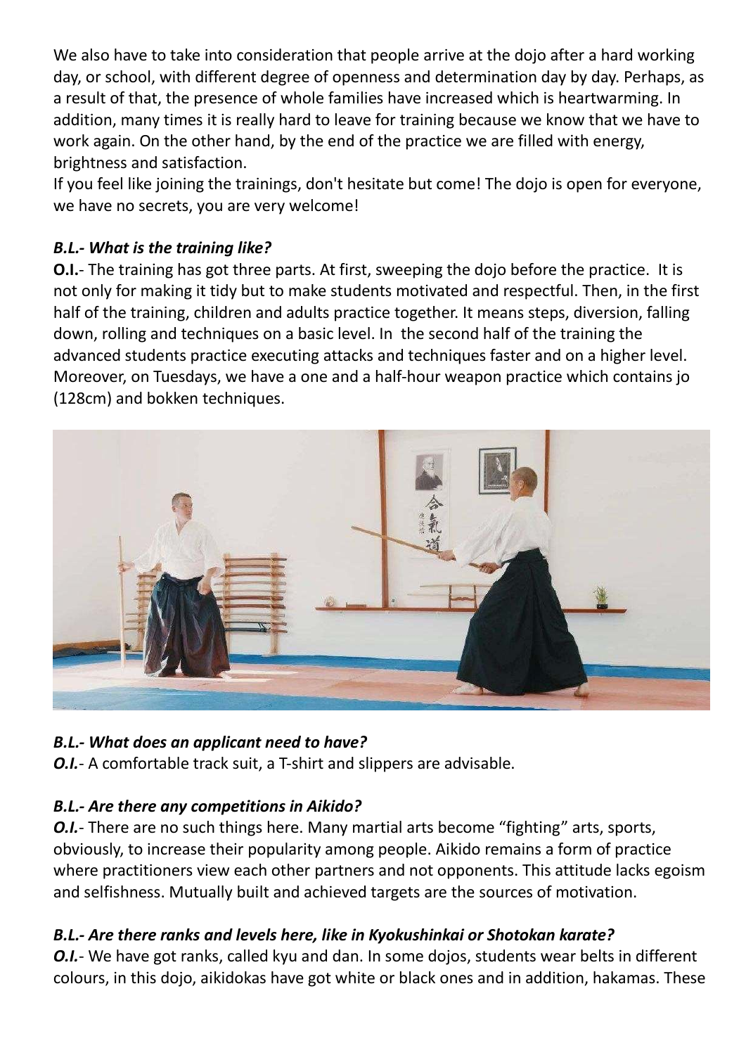We also have to take into consideration that people arrive at the dojo after a hard working day, or school, with different degree of openness and determination day by day. Perhaps, as a result of that, the presence of whole families have increased which is heartwarming. In addition, many times it is really hard to leave for training because we know that we have to work again. On the other hand, by the end of the practice we are filled with energy, brightness and satisfaction.
If you feel like joining the trainings, don't hesitate but come! The dojo is open for everyone, we have no secrets, you are very welcome!

***B.L.- What is the training like?***
**O.I.**- The training has got three parts. At first, sweeping the dojo before the practice. It is not only for making it tidy but to make students motivated and respectful. Then, in the first half of the training, children and adults practice together. It means steps, diversion, falling down, rolling and techniques on a basic level. In the second half of the training the advanced students practice executing attacks and techniques faster and on a higher level. Moreover, on Tuesdays, we have a one and a half-hour weapon practice which contains jo (128cm) and bokken techniques.

***B.L.- What does an applicant need to have?***
***O.I.***- A comfortable track suit, a T-shirt and slippers are advisable.

***B.L.- Are there any competitions in Aikido?***
***O.I.***- There are no such things here. Many martial arts become "fighting" arts, sports, obviously, to increase their popularity among people. Aikido remains a form of practice where practitioners view each other partners and not opponents. This attitude lacks egoism and selfishness. Mutually built and achieved targets are the sources of motivation.

***B.L.- Are there ranks and levels here, like in Kyokushinkai or Shotokan karate?***
***O.I.***- We have got ranks, called kyu and dan. In some dojos, students wear belts in different colours, in this dojo, aikidokas have got white or black ones and in addition, hakamas. These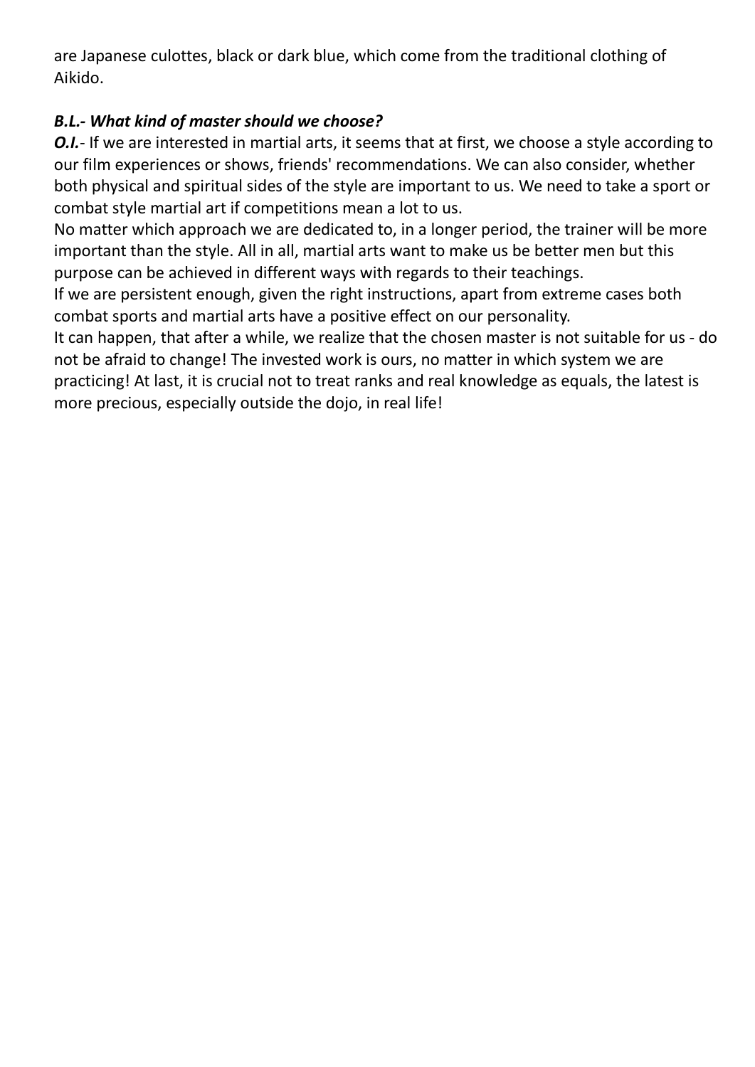are Japanese culottes, black or dark blue, which come from the traditional clothing of Aikido.

***B.L.- What kind of master should we choose?***

***O.I.***- If we are interested in martial arts, it seems that at first, we choose a style according to our film experiences or shows, friends' recommendations. We can also consider, whether both physical and spiritual sides of the style are important to us. We need to take a sport or combat style martial art if competitions mean a lot to us.

No matter which approach we are dedicated to, in a longer period, the trainer will be more important than the style. All in all, martial arts want to make us be better men but this purpose can be achieved in different ways with regards to their teachings.

If we are persistent enough, given the right instructions, apart from extreme cases both combat sports and martial arts have a positive effect on our personality.

It can happen, that after a while, we realize that the chosen master is not suitable for us - do not be afraid to change! The invested work is ours, no matter in which system we are practicing! At last, it is crucial not to treat ranks and real knowledge as equals, the latest is more precious, especially outside the dojo, in real life!